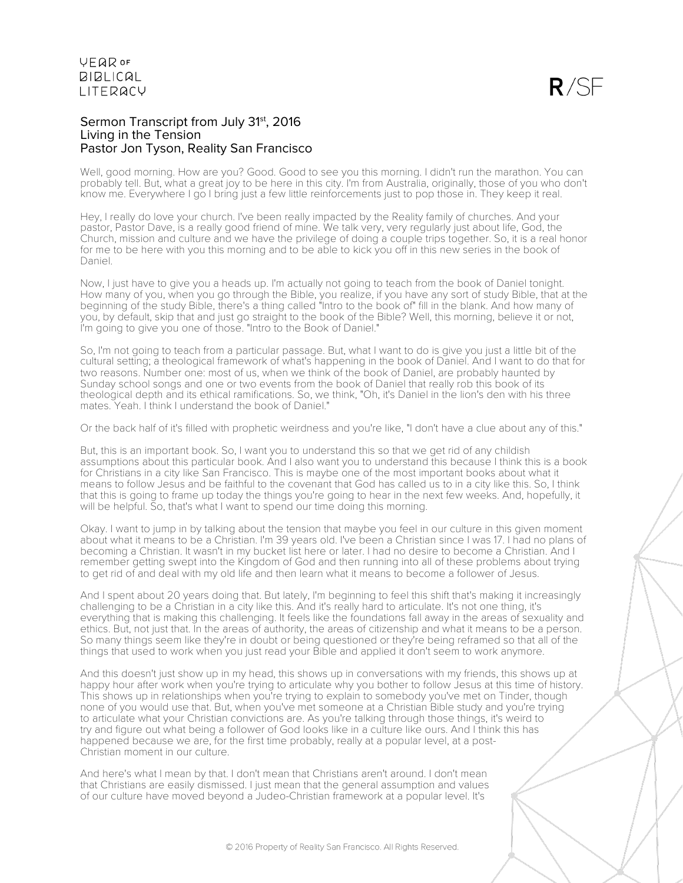Sermon Transcript from July 31st, 2016
Living in the Tension
Pastor Jon Tyson, Reality San Francisco

Well, good morning. How are you? Good. Good to see you this morning. I didn't run the marathon. You can probably tell. But, what a great joy to be here in this city. I'm from Australia, originally, those of you who don't know me. Everywhere I go I bring just a few little reinforcements just to pop those in. They keep it real.

Hey, I really do love your church. I've been really impacted by the Reality family of churches. And your pastor, Pastor Dave, is a really good friend of mine. We talk very, very regularly just about life, God, the Church, mission and culture and we have the privilege of doing a couple trips together. So, it is a real honor for me to be here with you this morning and to be able to kick you off in this new series in the book of Daniel.

Now, I just have to give you a heads up. I'm actually not going to teach from the book of Daniel tonight. How many of you, when you go through the Bible, you realize, if you have any sort of study Bible, that at the beginning of the study Bible, there's a thing called "Intro to the book of" fill in the blank. And how many of you, by default, skip that and just go straight to the book of the Bible? Well, this morning, believe it or not, I'm going to give you one of those. "Intro to the Book of Daniel."

So, I'm not going to teach from a particular passage. But, what I want to do is give you just a little bit of the cultural setting; a theological framework of what's happening in the book of Daniel. And I want to do that for two reasons. Number one: most of us, when we think of the book of Daniel, are probably haunted by Sunday school songs and one or two events from the book of Daniel that really rob this book of its theological depth and its ethical ramifications. So, we think, "Oh, it's Daniel in the lion's den with his three mates. Yeah. I think I understand the book of Daniel."

Or the back half of it's filled with prophetic weirdness and you're like, "I don't have a clue about any of this."

But, this is an important book. So, I want you to understand this so that we get rid of any childish assumptions about this particular book. And I also want you to understand this because I think this is a book for Christians in a city like San Francisco. This is maybe one of the most important books about what it means to follow Jesus and be faithful to the covenant that God has called us to in a city like this. So, I think that this is going to frame up today the things you're going to hear in the next few weeks. And, hopefully, it will be helpful. So, that's what I want to spend our time doing this morning.

Okay. I want to jump in by talking about the tension that maybe you feel in our culture in this given moment about what it means to be a Christian. I'm 39 years old. I've been a Christian since I was 17. I had no plans of becoming a Christian. It wasn't in my bucket list here or later. I had no desire to become a Christian. And I remember getting swept into the Kingdom of God and then running into all of these problems about trying to get rid of and deal with my old life and then learn what it means to become a follower of Jesus.

And I spent about 20 years doing that. But lately, I'm beginning to feel this shift that's making it increasingly challenging to be a Christian in a city like this. And it's really hard to articulate. It's not one thing, it's everything that is making this challenging. It feels like the foundations fall away in the areas of sexuality and ethics. But, not just that. In the areas of authority, the areas of citizenship and what it means to be a person. So many things seem like they're in doubt or being questioned or they're being reframed so that all of the things that used to work when you just read your Bible and applied it don't seem to work anymore.

And this doesn't just show up in my head, this shows up in conversations with my friends, this shows up at happy hour after work when you're trying to articulate why you bother to follow Jesus at this time of history. This shows up in relationships when you're trying to explain to somebody you've met on Tinder, though none of you would use that. But, when you've met someone at a Christian Bible study and you're trying to articulate what your Christian convictions are. As you're talking through those things, it's weird to try and figure out what being a follower of God looks like in a culture like ours. And I think this has happened because we are, for the first time probably, really at a popular level, at a post-Christian moment in our culture.

And here's what I mean by that. I don't mean that Christians aren't around. I don't mean that Christians are easily dismissed. I just mean that the general assumption and values of our culture have moved beyond a Judeo-Christian framework at a popular level. It's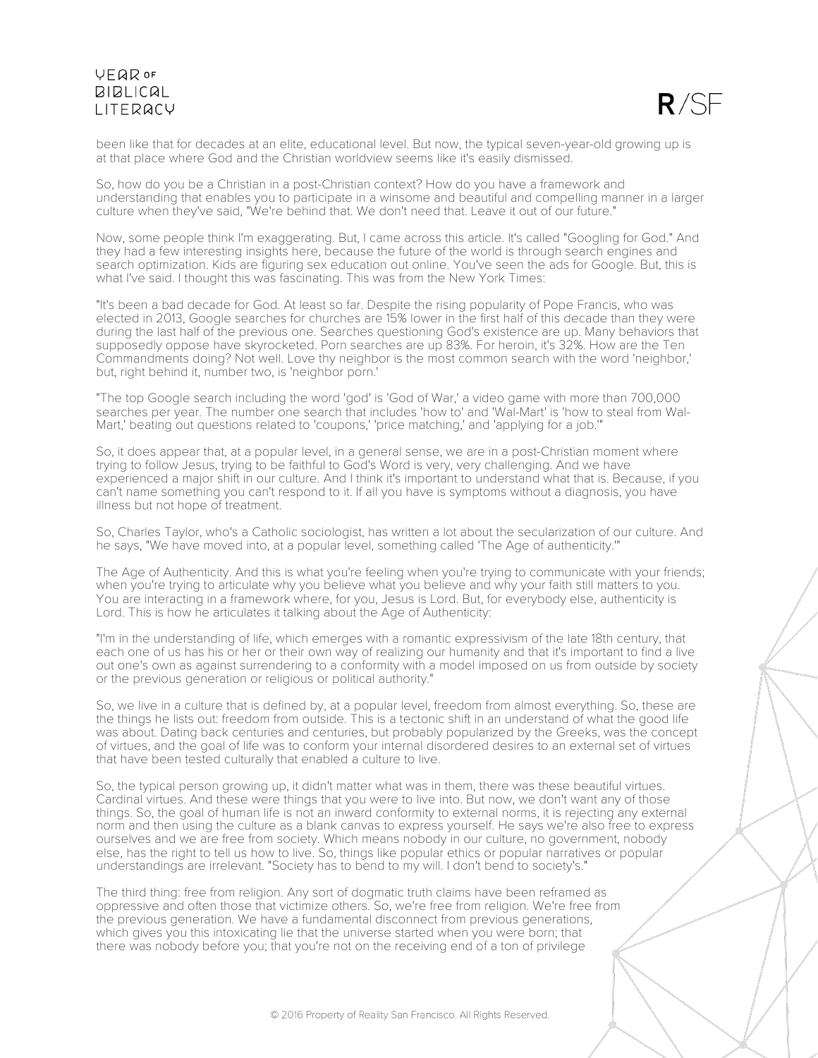been like that for decades at an elite, educational level. But now, the typical seven-year-old growing up is at that place where God and the Christian worldview seems like it's easily dismissed.

So, how do you be a Christian in a post-Christian context? How do you have a framework and understanding that enables you to participate in a winsome and beautiful and compelling manner in a larger culture when they've said, "We're behind that. We don't need that. Leave it out of our future."

Now, some people think I'm exaggerating. But, I came across this article. It's called "Googling for God." And they had a few interesting insights here, because the future of the world is through search engines and search optimization. Kids are figuring sex education out online. You've seen the ads for Google. But, this is what I've said. I thought this was fascinating. This was from the New York Times:

"It's been a bad decade for God. At least so far. Despite the rising popularity of Pope Francis, who was elected in 2013, Google searches for churches are 15% lower in the first half of this decade than they were during the last half of the previous one. Searches questioning God's existence are up. Many behaviors that supposedly oppose have skyrocketed. Porn searches are up 83%. For heroin, it's 32%. How are the Ten Commandments doing? Not well. Love thy neighbor is the most common search with the word 'neighbor,' but, right behind it, number two, is 'neighbor porn.'

"The top Google search including the word 'god' is 'God of War,' a video game with more than 700,000 searches per year. The number one search that includes 'how to' and 'Wal-Mart' is 'how to steal from Wal-Mart,' beating out questions related to 'coupons,' 'price matching,' and 'applying for a job.'"

So, it does appear that, at a popular level, in a general sense, we are in a post-Christian moment where trying to follow Jesus, trying to be faithful to God's Word is very, very challenging. And we have experienced a major shift in our culture. And I think it's important to understand what that is. Because, if you can't name something you can't respond to it. If all you have is symptoms without a diagnosis, you have illness but not hope of treatment.

So, Charles Taylor, who's a Catholic sociologist, has written a lot about the secularization of our culture. And he says, "We have moved into, at a popular level, something called 'The Age of authenticity.'"

The Age of Authenticity. And this is what you're feeling when you're trying to communicate with your friends; when you're trying to articulate why you believe what you believe and why your faith still matters to you. You are interacting in a framework where, for you, Jesus is Lord. But, for everybody else, authenticity is Lord. This is how he articulates it talking about the Age of Authenticity:

"I'm in the understanding of life, which emerges with a romantic expressivism of the late 18th century, that each one of us has his or her or their own way of realizing our humanity and that it's important to find a live out one's own as against surrendering to a conformity with a model imposed on us from outside by society or the previous generation or religious or political authority."

So, we live in a culture that is defined by, at a popular level, freedom from almost everything. So, these are the things he lists out: freedom from outside. This is a tectonic shift in an understand of what the good life was about. Dating back centuries and centuries, but probably popularized by the Greeks, was the concept of virtues, and the goal of life was to conform your internal disordered desires to an external set of virtues that have been tested culturally that enabled a culture to live.

So, the typical person growing up, it didn't matter what was in them, there was these beautiful virtues. Cardinal virtues. And these were things that you were to live into. But now, we don't want any of those things. So, the goal of human life is not an inward conformity to external norms, it is rejecting any external norm and then using the culture as a blank canvas to express yourself. He says we're also free to express ourselves and we are free from society. Which means nobody in our culture, no government, nobody else, has the right to tell us how to live. So, things like popular ethics or popular narratives or popular understandings are irrelevant. "Society has to bend to my will. I don't bend to society's."

The third thing: free from religion. Any sort of dogmatic truth claims have been reframed as oppressive and often those that victimize others. So, we're free from religion. We're free from the previous generation. We have a fundamental disconnect from previous generations, which gives you this intoxicating lie that the universe started when you were born; that there was nobody before you; that you're not on the receiving end of a ton of privilege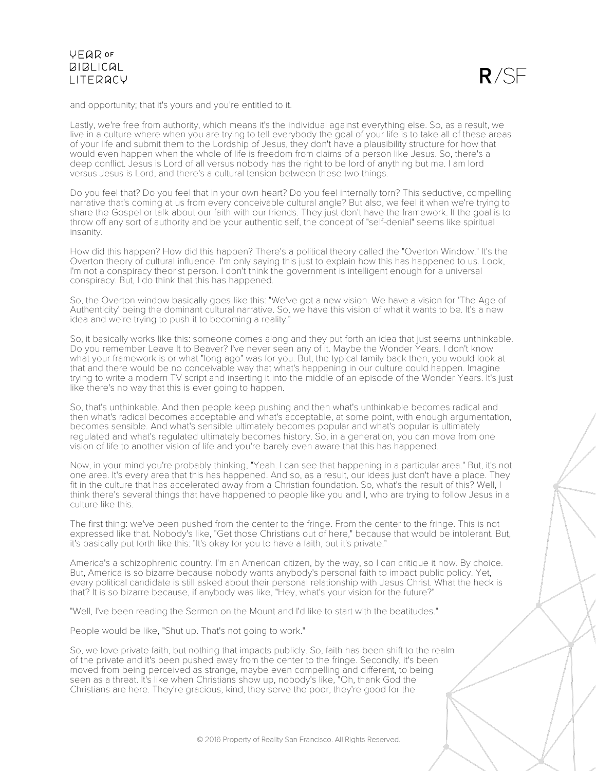and opportunity; that it's yours and you're entitled to it.

Lastly, we're free from authority, which means it's the individual against everything else. So, as a result, we live in a culture where when you are trying to tell everybody the goal of your life is to take all of these areas of your life and submit them to the Lordship of Jesus, they don't have a plausibility structure for how that would even happen when the whole of life is freedom from claims of a person like Jesus. So, there's a deep conflict. Jesus is Lord of all versus nobody has the right to be lord of anything but me. I am lord versus Jesus is Lord, and there's a cultural tension between these two things.

Do you feel that? Do you feel that in your own heart? Do you feel internally torn? This seductive, compelling narrative that's coming at us from every conceivable cultural angle? But also, we feel it when we're trying to share the Gospel or talk about our faith with our friends. They just don't have the framework. If the goal is to throw off any sort of authority and be your authentic self, the concept of "self-denial" seems like spiritual insanity.

How did this happen? How did this happen? There's a political theory called the "Overton Window." It's the Overton theory of cultural influence. I'm only saying this just to explain how this has happened to us. Look, I'm not a conspiracy theorist person. I don't think the government is intelligent enough for a universal conspiracy. But, I do think that this has happened.

So, the Overton window basically goes like this: "We've got a new vision. We have a vision for 'The Age of Authenticity' being the dominant cultural narrative. So, we have this vision of what it wants to be. It's a new idea and we're trying to push it to becoming a reality."

So, it basically works like this: someone comes along and they put forth an idea that just seems unthinkable. Do you remember Leave It to Beaver? I've never seen any of it. Maybe the Wonder Years. I don't know what your framework is or what "long ago" was for you. But, the typical family back then, you would look at that and there would be no conceivable way that what's happening in our culture could happen. Imagine trying to write a modern TV script and inserting it into the middle of an episode of the Wonder Years. It's just like there's no way that this is ever going to happen.

So, that's unthinkable. And then people keep pushing and then what's unthinkable becomes radical and then what's radical becomes acceptable and what's acceptable, at some point, with enough argumentation, becomes sensible. And what's sensible ultimately becomes popular and what's popular is ultimately regulated and what's regulated ultimately becomes history. So, in a generation, you can move from one vision of life to another vision of life and you're barely even aware that this has happened.

Now, in your mind you're probably thinking, "Yeah. I can see that happening in a particular area." But, it's not one area. It's every area that this has happened. And so, as a result, our ideas just don't have a place. They fit in the culture that has accelerated away from a Christian foundation. So, what's the result of this? Well, I think there's several things that have happened to people like you and I, who are trying to follow Jesus in a culture like this.

The first thing: we've been pushed from the center to the fringe. From the center to the fringe. This is not expressed like that. Nobody's like, "Get those Christians out of here," because that would be intolerant. But, it's basically put forth like this: "It's okay for you to have a faith, but it's private."

America's a schizophrenic country. I'm an American citizen, by the way, so I can critique it now. By choice. But, America is so bizarre because nobody wants anybody's personal faith to impact public policy. Yet, every political candidate is still asked about their personal relationship with Jesus Christ. What the heck is that? It is so bizarre because, if anybody was like, "Hey, what's your vision for the future?"

"Well, I've been reading the Sermon on the Mount and I'd like to start with the beatitudes."

People would be like, "Shut up. That's not going to work."

So, we love private faith, but nothing that impacts publicly. So, faith has been shift to the realm of the private and it's been pushed away from the center to the fringe. Secondly, it's been moved from being perceived as strange, maybe even compelling and different, to being seen as a threat. It's like when Christians show up, nobody's like, "Oh, thank God the Christians are here. They're gracious, kind, they serve the poor, they're good for the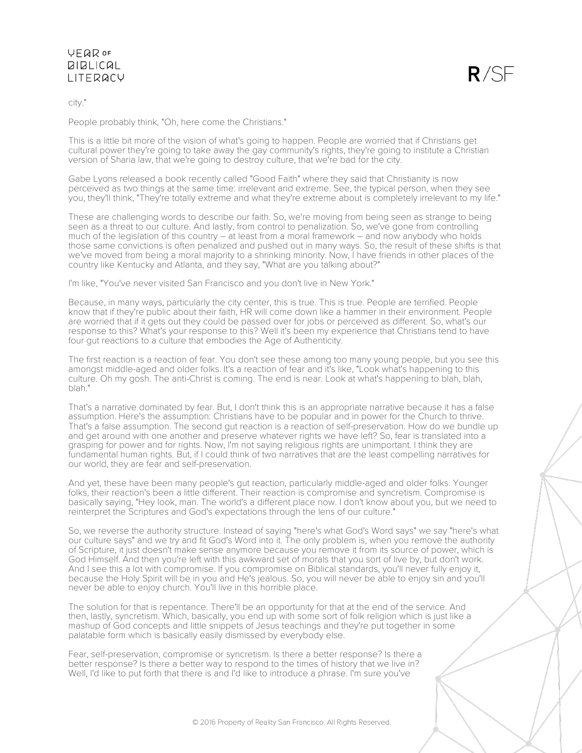city."

People probably think, "Oh, here come the Christians."

This is a little bit more of the vision of what's going to happen. People are worried that if Christians get cultural power they're going to take away the gay community's rights, they're going to institute a Christian version of Sharia law, that we're going to destroy culture, that we're bad for the city.

Gabe Lyons released a book recently called "Good Faith" where they said that Christianity is now perceived as two things at the same time: irrelevant and extreme. See, the typical person, when they see you, they'll think, "They're totally extreme and what they're extreme about is completely irrelevant to my life."

These are challenging words to describe our faith. So, we're moving from being seen as strange to being seen as a threat to our culture. And lastly, from control to penalization. So, we've gone from controlling much of the legislation of this country – at least from a moral framework – and now anybody who holds those same convictions is often penalized and pushed out in many ways. So, the result of these shifts is that we've moved from being a moral majority to a shrinking minority. Now, I have friends in other places of the country like Kentucky and Atlanta, and they say, "What are you talking about?"

I'm like, "You've never visited San Francisco and you don't live in New York."

Because, in many ways, particularly the city center, this is true. This is true. People are terrified. People know that if they're public about their faith, HR will come down like a hammer in their environment. People are worried that if it gets out they could be passed over for jobs or perceived as different. So, what's our response to this? What's your response to this? Well it's been my experience that Christians tend to have four gut reactions to a culture that embodies the Age of Authenticity.

The first reaction is a reaction of fear. You don't see these among too many young people, but you see this amongst middle-aged and older folks. It's a reaction of fear and it's like, "Look what's happening to this culture. Oh my gosh. The anti-Christ is coming. The end is near. Look at what's happening to blah, blah, blah."

That's a narrative dominated by fear. But, I don't think this is an appropriate narrative because it has a false assumption. Here's the assumption: Christians have to be popular and in power for the Church to thrive. That's a false assumption. The second gut reaction is a reaction of self-preservation. How do we bundle up and get around with one another and preserve whatever rights we have left? So, fear is translated into a grasping for power and for rights. Now, I'm not saying religious rights are unimportant. I think they are fundamental human rights. But, if I could think of two narratives that are the least compelling narratives for our world, they are fear and self-preservation.

And yet, these have been many people's gut reaction, particularly middle-aged and older folks. Younger folks, their reaction's been a little different. Their reaction is compromise and syncretism. Compromise is basically saying, "Hey look, man. The world's a different place now. I don't know about you, but we need to reinterpret the Scriptures and God's expectations through the lens of our culture."

So, we reverse the authority structure. Instead of saying "here's what God's Word says" we say "here's what our culture says" and we try and fit God's Word into it. The only problem is, when you remove the authority of Scripture, it just doesn't make sense anymore because you remove it from its source of power, which is God Himself. And then you're left with this awkward set of morals that you sort of live by, but don't work. And I see this a lot with compromise. If you compromise on Biblical standards, you'll never fully enjoy it, because the Holy Spirit will be in you and He's jealous. So, you will never be able to enjoy sin and you'll never be able to enjoy church. You'll live in this horrible place.

The solution for that is repentance. There'll be an opportunity for that at the end of the service. And then, lastly, syncretism. Which, basically, you end up with some sort of folk religion which is just like a mashup of God concepts and little snippets of Jesus teachings and they're put together in some palatable form which is basically easily dismissed by everybody else.

Fear, self-preservation, compromise or syncretism. Is there a better response? Is there a better response? Is there a better way to respond to the times of history that we live in? Well, I'd like to put forth that there is and I'd like to introduce a phrase. I'm sure you've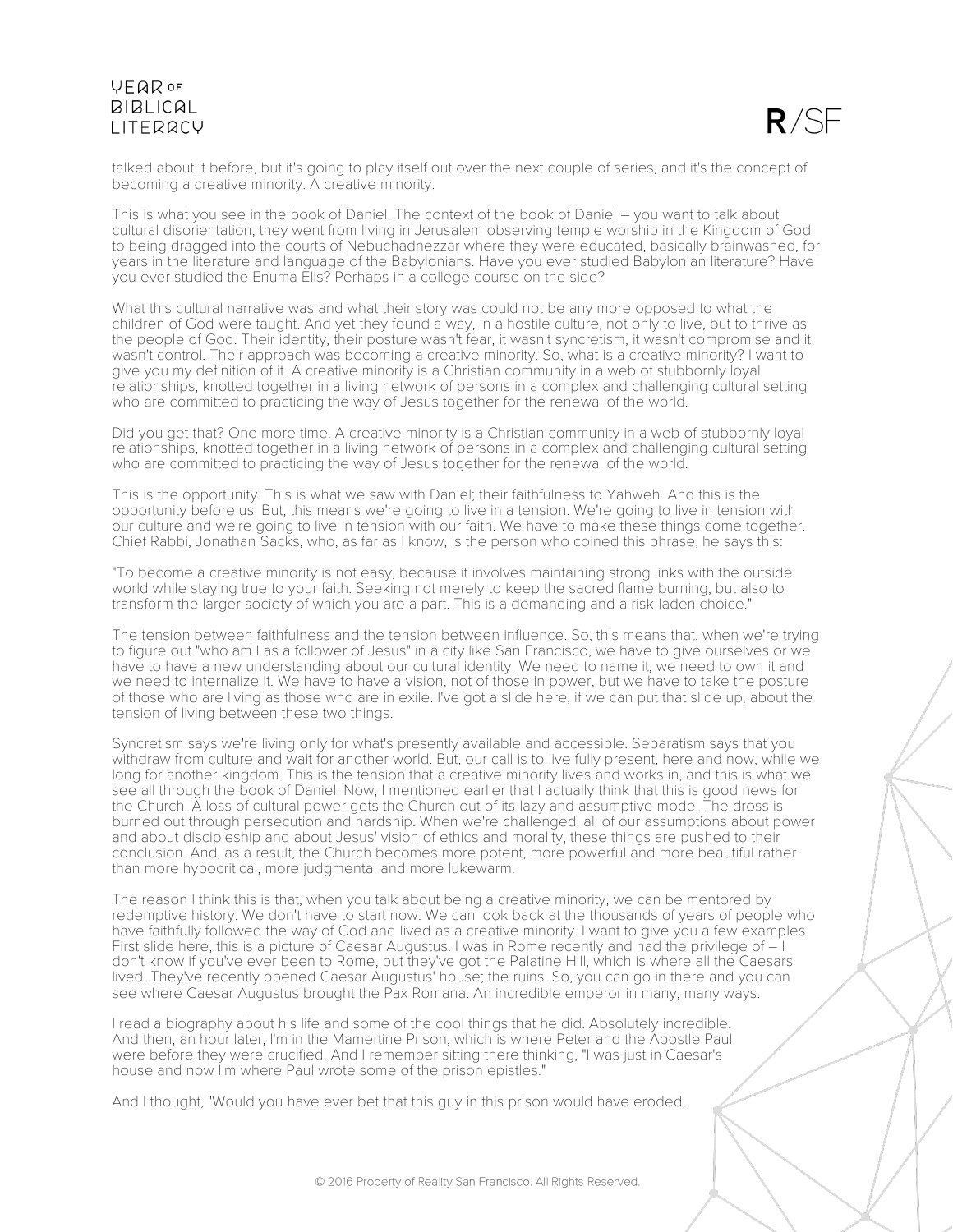talked about it before, but it's going to play itself out over the next couple of series, and it's the concept of becoming a creative minority. A creative minority.

This is what you see in the book of Daniel. The context of the book of Daniel – you want to talk about cultural disorientation, they went from living in Jerusalem observing temple worship in the Kingdom of God to being dragged into the courts of Nebuchadnezzar where they were educated, basically brainwashed, for years in the literature and language of the Babylonians. Have you ever studied Babylonian literature? Have you ever studied the Enuma Elis? Perhaps in a college course on the side?

What this cultural narrative was and what their story was could not be any more opposed to what the children of God were taught. And yet they found a way, in a hostile culture, not only to live, but to thrive as the people of God. Their identity, their posture wasn't fear, it wasn't syncretism, it wasn't compromise and it wasn't control. Their approach was becoming a creative minority. So, what is a creative minority? I want to give you my definition of it. A creative minority is a Christian community in a web of stubbornly loyal relationships, knotted together in a living network of persons in a complex and challenging cultural setting who are committed to practicing the way of Jesus together for the renewal of the world.

Did you get that? One more time. A creative minority is a Christian community in a web of stubbornly loyal relationships, knotted together in a living network of persons in a complex and challenging cultural setting who are committed to practicing the way of Jesus together for the renewal of the world.

This is the opportunity. This is what we saw with Daniel; their faithfulness to Yahweh. And this is the opportunity before us. But, this means we're going to live in a tension. We're going to live in tension with our culture and we're going to live in tension with our faith. We have to make these things come together. Chief Rabbi, Jonathan Sacks, who, as far as I know, is the person who coined this phrase, he says this:

"To become a creative minority is not easy, because it involves maintaining strong links with the outside world while staying true to your faith. Seeking not merely to keep the sacred flame burning, but also to transform the larger society of which you are a part. This is a demanding and a risk-laden choice."

The tension between faithfulness and the tension between influence. So, this means that, when we're trying to figure out "who am I as a follower of Jesus" in a city like San Francisco, we have to give ourselves or we have to have a new understanding about our cultural identity. We need to name it, we need to own it and we need to internalize it. We have to have a vision, not of those in power, but we have to take the posture of those who are living as those who are in exile. I've got a slide here, if we can put that slide up, about the tension of living between these two things.

Syncretism says we're living only for what's presently available and accessible. Separatism says that you withdraw from culture and wait for another world. But, our call is to live fully present, here and now, while we long for another kingdom. This is the tension that a creative minority lives and works in, and this is what we see all through the book of Daniel. Now, I mentioned earlier that I actually think that this is good news for the Church. A loss of cultural power gets the Church out of its lazy and assumptive mode. The dross is burned out through persecution and hardship. When we're challenged, all of our assumptions about power and about discipleship and about Jesus' vision of ethics and morality, these things are pushed to their conclusion. And, as a result, the Church becomes more potent, more powerful and more beautiful rather than more hypocritical, more judgmental and more lukewarm.

The reason I think this is that, when you talk about being a creative minority, we can be mentored by redemptive history. We don't have to start now. We can look back at the thousands of years of people who have faithfully followed the way of God and lived as a creative minority. I want to give you a few examples. First slide here, this is a picture of Caesar Augustus. I was in Rome recently and had the privilege of – I don't know if you've ever been to Rome, but they've got the Palatine Hill, which is where all the Caesars lived. They've recently opened Caesar Augustus' house; the ruins. So, you can go in there and you can see where Caesar Augustus brought the Pax Romana. An incredible emperor in many, many ways.

I read a biography about his life and some of the cool things that he did. Absolutely incredible. And then, an hour later, I'm in the Mamertine Prison, which is where Peter and the Apostle Paul were before they were crucified. And I remember sitting there thinking, "I was just in Caesar's house and now I'm where Paul wrote some of the prison epistles."

And I thought, "Would you have ever bet that this guy in this prison would have eroded,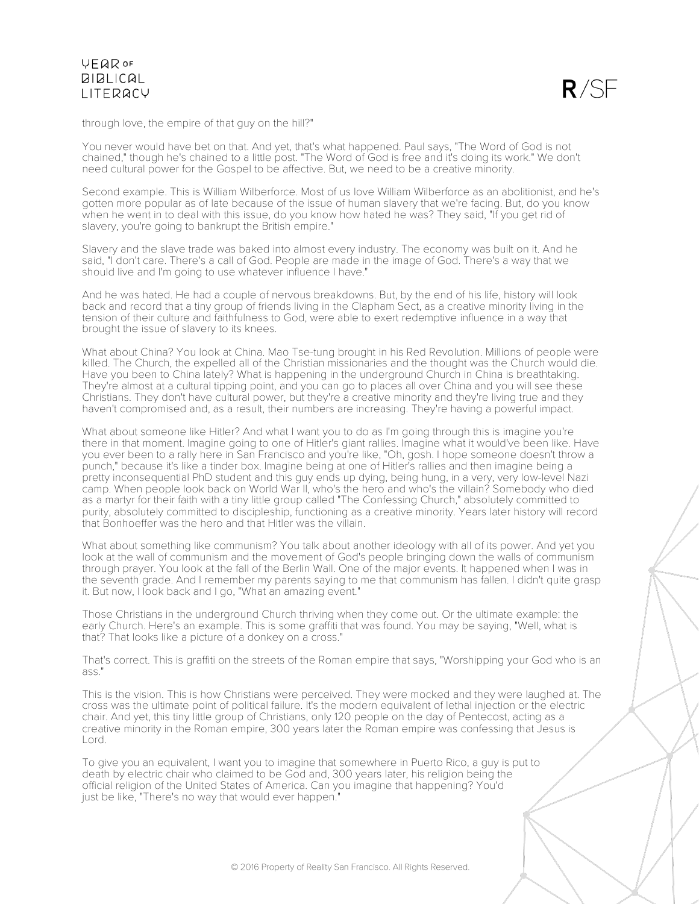through love, the empire of that guy on the hill?"

You never would have bet on that. And yet, that's what happened. Paul says, "The Word of God is not chained," though he's chained to a little post. "The Word of God is free and it's doing its work." We don't need cultural power for the Gospel to be affective. But, we need to be a creative minority.

Second example. This is William Wilberforce. Most of us love William Wilberforce as an abolitionist, and he's gotten more popular as of late because of the issue of human slavery that we're facing. But, do you know when he went in to deal with this issue, do you know how hated he was? They said, "If you get rid of slavery, you're going to bankrupt the British empire."

Slavery and the slave trade was baked into almost every industry. The economy was built on it. And he said, "I don't care. There's a call of God. People are made in the image of God. There's a way that we should live and I'm going to use whatever influence I have."

And he was hated. He had a couple of nervous breakdowns. But, by the end of his life, history will look back and record that a tiny group of friends living in the Clapham Sect, as a creative minority living in the tension of their culture and faithfulness to God, were able to exert redemptive influence in a way that brought the issue of slavery to its knees.

What about China? You look at China. Mao Tse-tung brought in his Red Revolution. Millions of people were killed. The Church, the expelled all of the Christian missionaries and the thought was the Church would die. Have you been to China lately? What is happening in the underground Church in China is breathtaking. They're almost at a cultural tipping point, and you can go to places all over China and you will see these Christians. They don't have cultural power, but they're a creative minority and they're living true and they haven't compromised and, as a result, their numbers are increasing. They're having a powerful impact.

What about someone like Hitler? And what I want you to do as I'm going through this is imagine you're there in that moment. Imagine going to one of Hitler's giant rallies. Imagine what it would've been like. Have you ever been to a rally here in San Francisco and you're like, "Oh, gosh. I hope someone doesn't throw a punch," because it's like a tinder box. Imagine being at one of Hitler's rallies and then imagine being a pretty inconsequential PhD student and this guy ends up dying, being hung, in a very, very low-level Nazi camp. When people look back on World War II, who's the hero and who's the villain? Somebody who died as a martyr for their faith with a tiny little group called "The Confessing Church," absolutely committed to purity, absolutely committed to discipleship, functioning as a creative minority. Years later history will record that Bonhoeffer was the hero and that Hitler was the villain.

What about something like communism? You talk about another ideology with all of its power. And yet you look at the wall of communism and the movement of God's people bringing down the walls of communism through prayer. You look at the fall of the Berlin Wall. One of the major events. It happened when I was in the seventh grade. And I remember my parents saying to me that communism has fallen. I didn't quite grasp it. But now, I look back and I go, "What an amazing event."

Those Christians in the underground Church thriving when they come out. Or the ultimate example: the early Church. Here's an example. This is some graffiti that was found. You may be saying, "Well, what is that? That looks like a picture of a donkey on a cross."

That's correct. This is graffiti on the streets of the Roman empire that says, "Worshipping your God who is an ass."

This is the vision. This is how Christians were perceived. They were mocked and they were laughed at. The cross was the ultimate point of political failure. It's the modern equivalent of lethal injection or the electric chair. And yet, this tiny little group of Christians, only 120 people on the day of Pentecost, acting as a creative minority in the Roman empire, 300 years later the Roman empire was confessing that Jesus is Lord.

To give you an equivalent, I want you to imagine that somewhere in Puerto Rico, a guy is put to death by electric chair who claimed to be God and, 300 years later, his religion being the official religion of the United States of America. Can you imagine that happening? You'd just be like, "There's no way that would ever happen."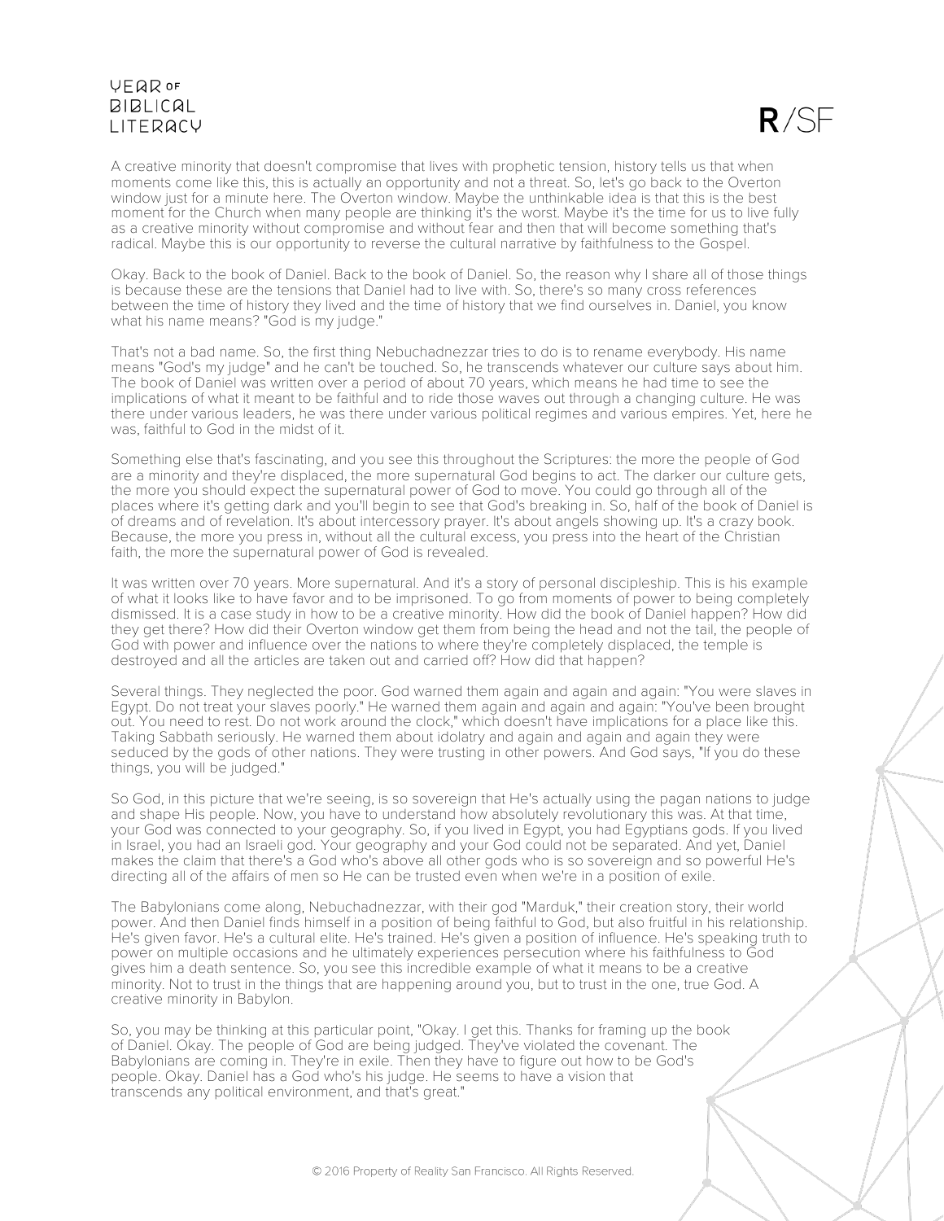A creative minority that doesn't compromise that lives with prophetic tension, history tells us that when moments come like this, this is actually an opportunity and not a threat. So, let's go back to the Overton window just for a minute here. The Overton window. Maybe the unthinkable idea is that this is the best moment for the Church when many people are thinking it's the worst. Maybe it's the time for us to live fully as a creative minority without compromise and without fear and then that will become something that's radical. Maybe this is our opportunity to reverse the cultural narrative by faithfulness to the Gospel.

Okay. Back to the book of Daniel. Back to the book of Daniel. So, the reason why I share all of those things is because these are the tensions that Daniel had to live with. So, there's so many cross references between the time of history they lived and the time of history that we find ourselves in. Daniel, you know what his name means? "God is my judge."

That's not a bad name. So, the first thing Nebuchadnezzar tries to do is to rename everybody. His name means "God's my judge" and he can't be touched. So, he transcends whatever our culture says about him. The book of Daniel was written over a period of about 70 years, which means he had time to see the implications of what it meant to be faithful and to ride those waves out through a changing culture. He was there under various leaders, he was there under various political regimes and various empires. Yet, here he was, faithful to God in the midst of it.

Something else that's fascinating, and you see this throughout the Scriptures: the more the people of God are a minority and they're displaced, the more supernatural God begins to act. The darker our culture gets, the more you should expect the supernatural power of God to move. You could go through all of the places where it's getting dark and you'll begin to see that God's breaking in. So, half of the book of Daniel is of dreams and of revelation. It's about intercessory prayer. It's about angels showing up. It's a crazy book. Because, the more you press in, without all the cultural excess, you press into the heart of the Christian faith, the more the supernatural power of God is revealed.

It was written over 70 years. More supernatural. And it's a story of personal discipleship. This is his example of what it looks like to have favor and to be imprisoned. To go from moments of power to being completely dismissed. It is a case study in how to be a creative minority. How did the book of Daniel happen? How did they get there? How did their Overton window get them from being the head and not the tail, the people of God with power and influence over the nations to where they're completely displaced, the temple is destroyed and all the articles are taken out and carried off? How did that happen?

Several things. They neglected the poor. God warned them again and again and again: "You were slaves in Egypt. Do not treat your slaves poorly." He warned them again and again and again: "You've been brought out. You need to rest. Do not work around the clock," which doesn't have implications for a place like this. Taking Sabbath seriously. He warned them about idolatry and again and again and again they were seduced by the gods of other nations. They were trusting in other powers. And God says, "If you do these things, you will be judged."

So God, in this picture that we're seeing, is so sovereign that He's actually using the pagan nations to judge and shape His people. Now, you have to understand how absolutely revolutionary this was. At that time, your God was connected to your geography. So, if you lived in Egypt, you had Egyptians gods. If you lived in Israel, you had an Israeli god. Your geography and your God could not be separated. And yet, Daniel makes the claim that there's a God who's above all other gods who is so sovereign and so powerful He's directing all of the affairs of men so He can be trusted even when we're in a position of exile.

The Babylonians come along, Nebuchadnezzar, with their god "Marduk," their creation story, their world power. And then Daniel finds himself in a position of being faithful to God, but also fruitful in his relationship. He's given favor. He's a cultural elite. He's trained. He's given a position of influence. He's speaking truth to power on multiple occasions and he ultimately experiences persecution where his faithfulness to God gives him a death sentence. So, you see this incredible example of what it means to be a creative minority. Not to trust in the things that are happening around you, but to trust in the one, true God. A creative minority in Babylon.

So, you may be thinking at this particular point, "Okay. I get this. Thanks for framing up the book of Daniel. Okay. The people of God are being judged. They've violated the covenant. The Babylonians are coming in. They're in exile. Then they have to figure out how to be God's people. Okay. Daniel has a God who's his judge. He seems to have a vision that transcends any political environment, and that's great."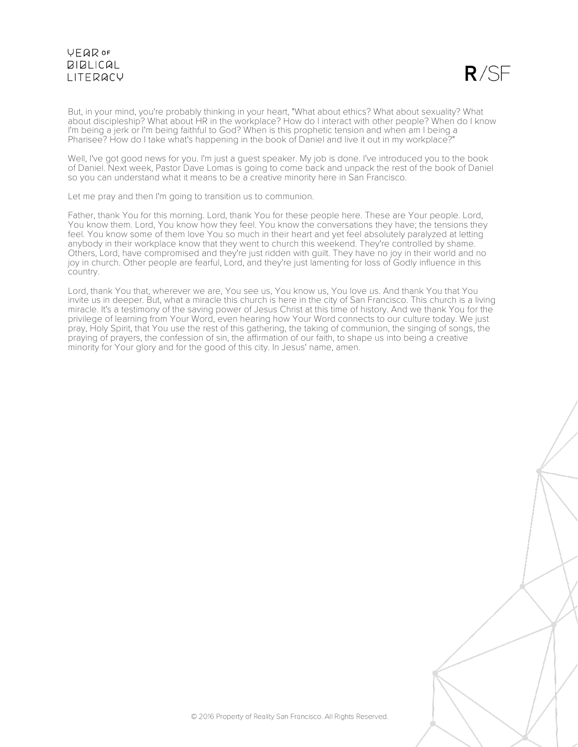But, in your mind, you're probably thinking in your heart, "What about ethics? What about sexuality? What about discipleship? What about HR in the workplace? How do I interact with other people? When do I know I'm being a jerk or I'm being faithful to God? When is this prophetic tension and when am I being a Pharisee? How do I take what's happening in the book of Daniel and live it out in my workplace?"

Well, I've got good news for you. I'm just a guest speaker. My job is done. I've introduced you to the book of Daniel. Next week, Pastor Dave Lomas is going to come back and unpack the rest of the book of Daniel so you can understand what it means to be a creative minority here in San Francisco.

Let me pray and then I'm going to transition us to communion.

Father, thank You for this morning. Lord, thank You for these people here. These are Your people. Lord, You know them. Lord, You know how they feel. You know the conversations they have; the tensions they feel. You know some of them love You so much in their heart and yet feel absolutely paralyzed at letting anybody in their workplace know that they went to church this weekend. They're controlled by shame. Others, Lord, have compromised and they're just ridden with guilt. They have no joy in their world and no joy in church. Other people are fearful, Lord, and they're just lamenting for loss of Godly influence in this country.

Lord, thank You that, wherever we are, You see us, You know us, You love us. And thank You that You invite us in deeper. But, what a miracle this church is here in the city of San Francisco. This church is a living miracle. It's a testimony of the saving power of Jesus Christ at this time of history. And we thank You for the privilege of learning from Your Word, even hearing how Your Word connects to our culture today. We just pray, Holy Spirit, that You use the rest of this gathering, the taking of communion, the singing of songs, the praying of prayers, the confession of sin, the affirmation of our faith, to shape us into being a creative minority for Your glory and for the good of this city. In Jesus' name, amen.